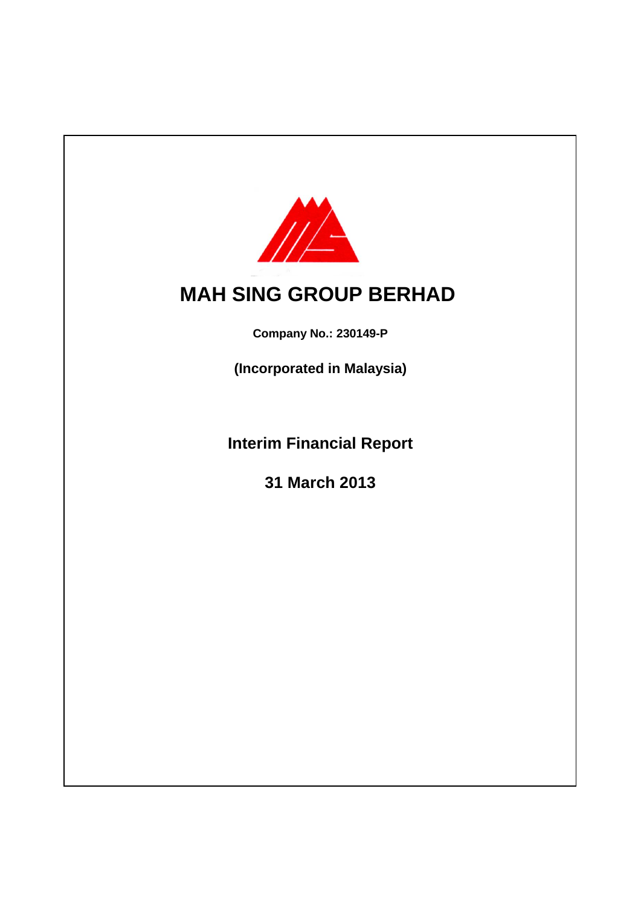# MAH SING GROUP BERHAD

**Company No.: 230149-P**

**(Incorporated in Malaysia)**

## Interim Financial Report

## 31 March 2013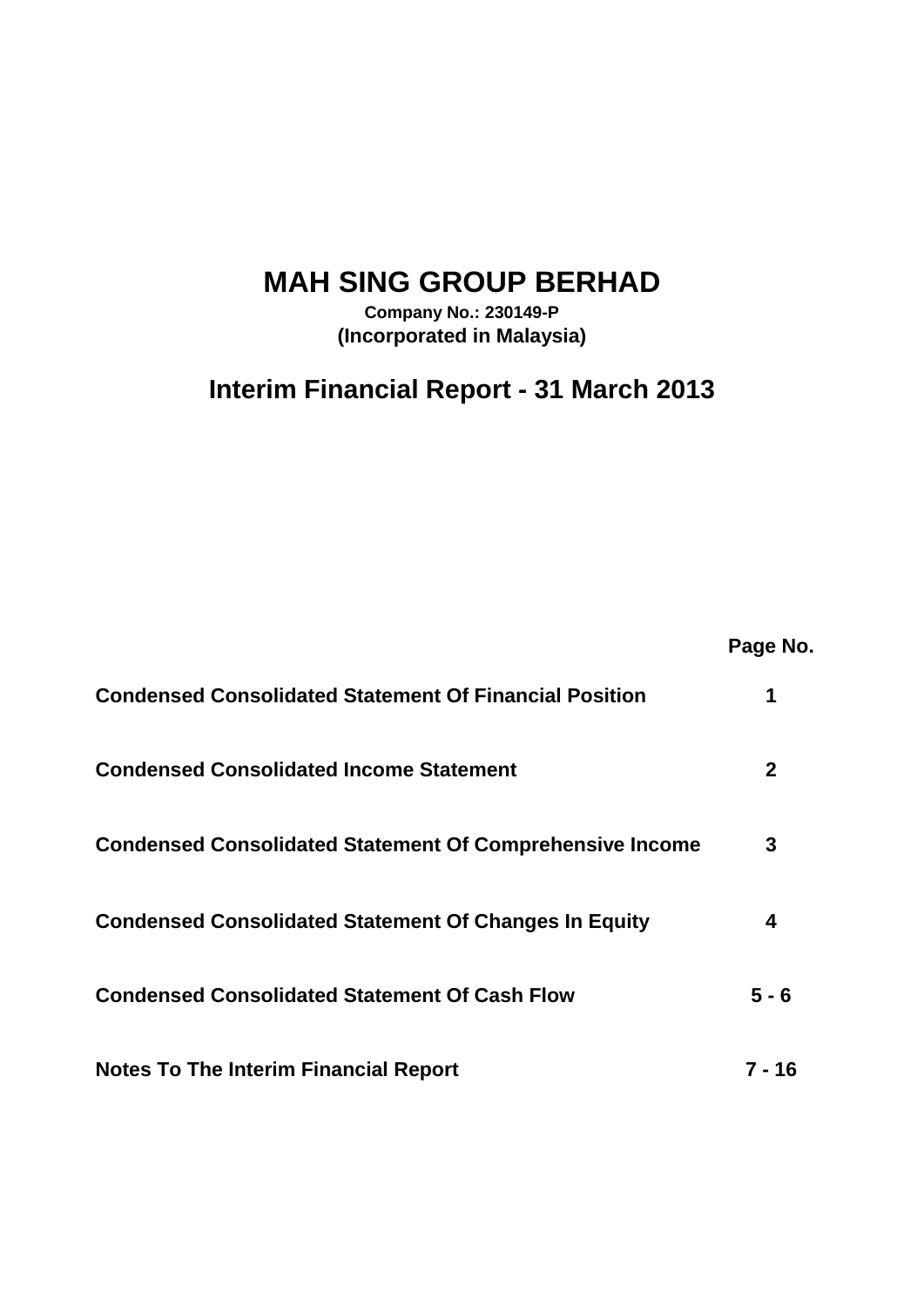# MAH SING GROUP BERHAD

**Company No.: 230149-P**
**(Incorporated in Malaysia)**

## Interim Financial Report - 31 March 2013

| | Page No. |
|---|---|
| **Condensed Consolidated Statement Of Financial Position** | **1** |
| **Condensed Consolidated Income Statement** | **2** |
| **Condensed Consolidated Statement Of Comprehensive Income** | **3** |
| **Condensed Consolidated Statement Of Changes In Equity** | **4** |
| **Condensed Consolidated Statement Of Cash Flow** | **5 - 6** |
| **Notes To The Interim Financial Report** | **7 - 16** |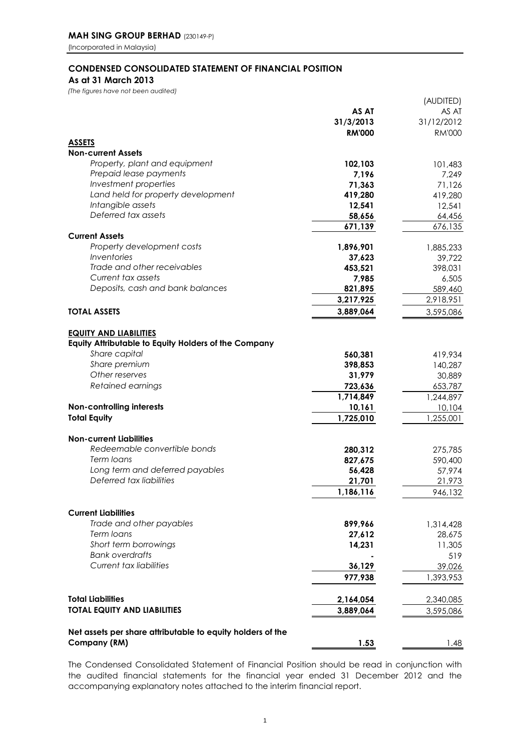**MAH SING GROUP BERHAD** (230149-P)
(Incorporated in Malaysia)

## CONDENSED CONSOLIDATED STATEMENT OF FINANCIAL POSITION
**As at 31 March 2013**
*(The figures have not been audited)*

| | AS AT 31/3/2013 RM'000 | (AUDITED) AS AT 31/12/2012 RM'000 |
|---|---|---|
| **ASSETS** | | |
| **Non-current Assets** | | |
| *Property, plant and equipment* | **102,103** | 101,483 |
| *Prepaid lease payments* | **7,196** | 7,249 |
| *Investment properties* | **71,363** | 71,126 |
| *Land held for property development* | **419,280** | 419,280 |
| *Intangible assets* | **12,541** | 12,541 |
| *Deferred tax assets* | **58,656** | 64,456 |
| | **671,139** | 676,135 |
| **Current Assets** | | |
| *Property development costs* | **1,896,901** | 1,885,233 |
| *Inventories* | **37,623** | 39,722 |
| *Trade and other receivables* | **453,521** | 398,031 |
| *Current tax assets* | **7,985** | 6,505 |
| *Deposits, cash and bank balances* | **821,895** | 589,460 |
| | **3,217,925** | 2,918,951 |
| **TOTAL ASSETS** | **3,889,064** | 3,595,086 |
| | | |
| **EQUITY AND LIABILITIES** | | |
| **Equity Attributable to Equity Holders of the Company** | | |
| *Share capital* | **560,381** | 419,934 |
| *Share premium* | **398,853** | 140,287 |
| *Other reserves* | **31,979** | 30,889 |
| *Retained earnings* | **723,636** | 653,787 |
| | **1,714,849** | 1,244,897 |
| **Non-controlling interests** | **10,161** | 10,104 |
| **Total Equity** | **1,725,010** | 1,255,001 |
| | | |
| **Non-current Liabilities** | | |
| *Redeemable convertible bonds* | **280,312** | 275,785 |
| *Term loans* | **827,675** | 590,400 |
| *Long term and deferred payables* | **56,428** | 57,974 |
| *Deferred tax liabilities* | **21,701** | 21,973 |
| | **1,186,116** | 946,132 |
| | | |
| **Current Liabilities** | | |
| *Trade and other payables* | **899,966** | 1,314,428 |
| *Term loans* | **27,612** | 28,675 |
| *Short term borrowings* | **14,231** | 11,305 |
| *Bank overdrafts* | **-** | 519 |
| *Current tax liabilities* | **36,129** | 39,026 |
| | **977,938** | 1,393,953 |
| | | |
| **Total Liabilities** | **2,164,054** | 2,340,085 |
| **TOTAL EQUITY AND LIABILITIES** | **3,889,064** | 3,595,086 |
| | | |
| **Net assets per share attributable to equity holders of the Company (RM)** | **1.53** | 1.48 |

The Condensed Consolidated Statement of Financial Position should be read in conjunction with the audited financial statements for the financial year ended 31 December 2012 and the accompanying explanatory notes attached to the interim financial report.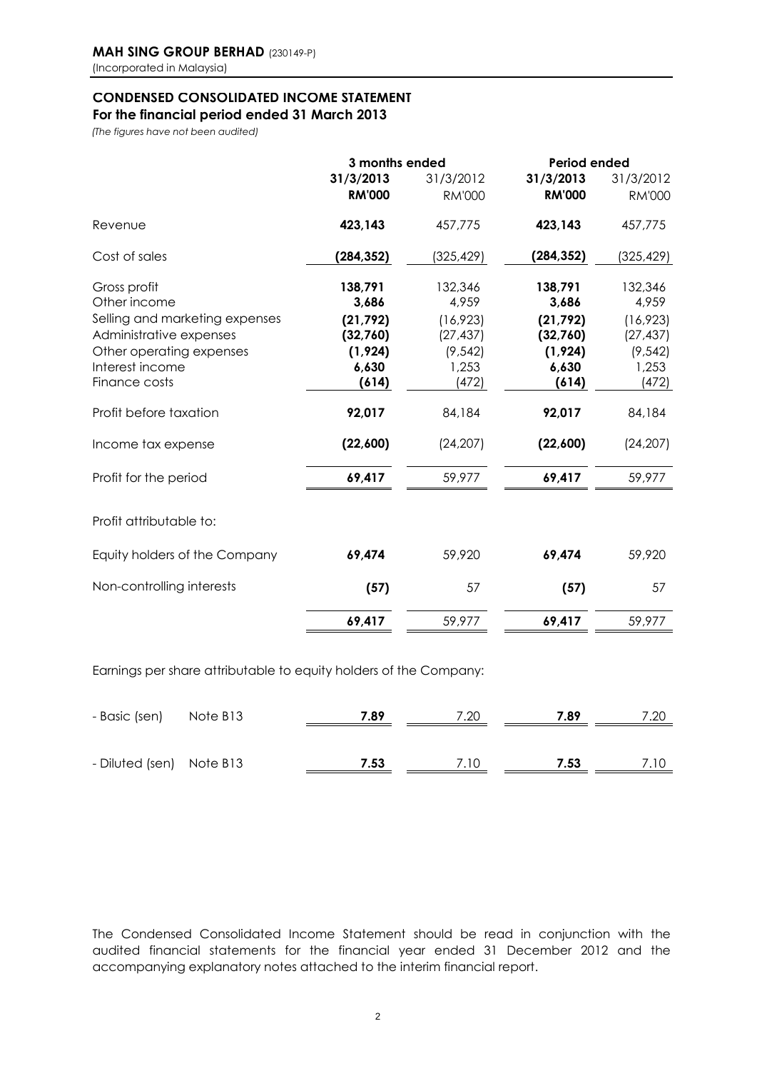**MAH SING GROUP BERHAD** (230149-P)
(Incorporated in Malaysia)

## CONDENSED CONSOLIDATED INCOME STATEMENT
### For the financial period ended 31 March 2013

*(The figures have not been audited)*

| | 3 months ended | | Period ended | |
|---|---|---|---|---|
| | **31/3/2013** | 31/3/2012 | **31/3/2013** | 31/3/2012 |
| | **RM'000** | RM'000 | **RM'000** | RM'000 |
| Revenue | **423,143** | 457,775 | **423,143** | 457,775 |
| Cost of sales | **(284,352)** | (325,429) | **(284,352)** | (325,429) |
| Gross profit | **138,791** | 132,346 | **138,791** | 132,346 |
| Other income | **3,686** | 4,959 | **3,686** | 4,959 |
| Selling and marketing expenses | **(21,792)** | (16,923) | **(21,792)** | (16,923) |
| Administrative expenses | **(32,760)** | (27,437) | **(32,760)** | (27,437) |
| Other operating expenses | **(1,924)** | (9,542) | **(1,924)** | (9,542) |
| Interest income | **6,630** | 1,253 | **6,630** | 1,253 |
| Finance costs | **(614)** | (472) | **(614)** | (472) |
| Profit before taxation | **92,017** | 84,184 | **92,017** | 84,184 |
| Income tax expense | **(22,600)** | (24,207) | **(22,600)** | (24,207) |
| Profit for the period | **69,417** | 59,977 | **69,417** | 59,977 |
| Profit attributable to: | | | | |
| Equity holders of the Company | **69,474** | 59,920 | **69,474** | 59,920 |
| Non-controlling interests | **(57)** | 57 | **(57)** | 57 |
| | **69,417** | 59,977 | **69,417** | 59,977 |

Earnings per share attributable to equity holders of the Company:

| | | | | | |
|---|---|---|---|---|---|
| - Basic (sen) | Note B13 | **7.89** | 7.20 | **7.89** | 7.20 |
| - Diluted (sen) | Note B13 | **7.53** | 7.10 | **7.53** | 7.10 |

The Condensed Consolidated Income Statement should be read in conjunction with the audited financial statements for the financial year ended 31 December 2012 and the accompanying explanatory notes attached to the interim financial report.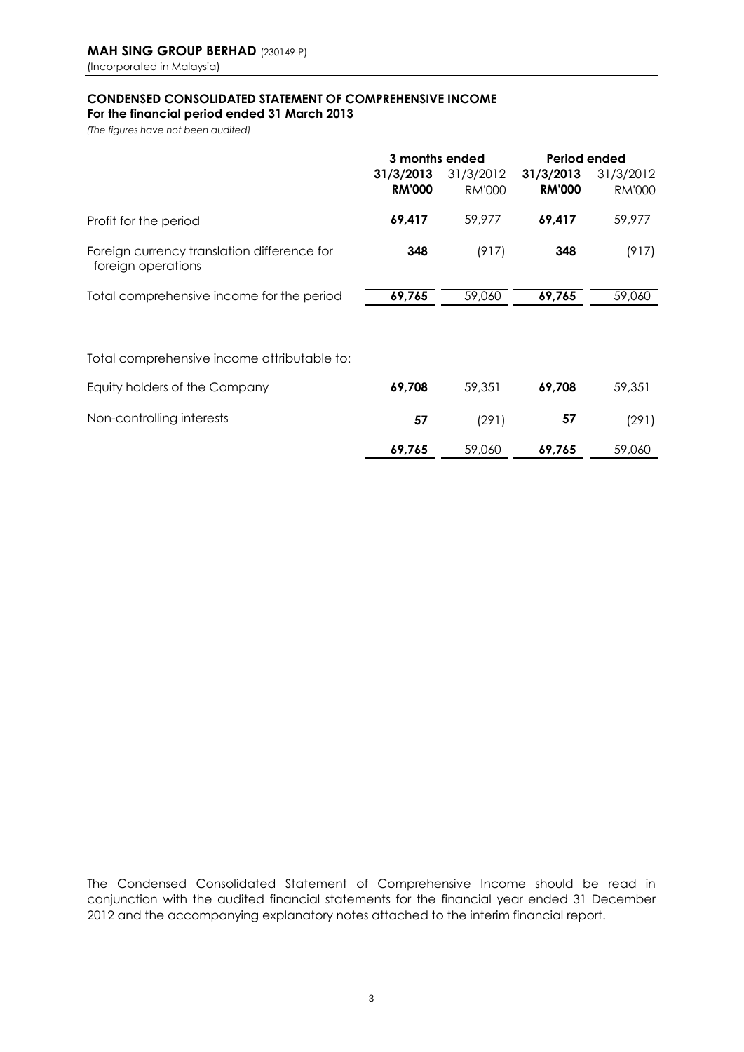**MAH SING GROUP BERHAD** (230149-P)
(Incorporated in Malaysia)

**CONDENSED CONSOLIDATED STATEMENT OF COMPREHENSIVE INCOME**
**For the financial period ended 31 March 2013**
*(The figures have not been audited)*

| | 3 months ended | | Period ended | |
|---|---|---|---|---|
| | **31/3/2013** | 31/3/2012 | **31/3/2013** | 31/3/2012 |
| | **RM'000** | RM'000 | **RM'000** | RM'000 |
| Profit for the period | **69,417** | 59,977 | **69,417** | 59,977 |
| Foreign currency translation difference for foreign operations | **348** | (917) | **348** | (917) |
| Total comprehensive income for the period | **69,765** | 59,060 | **69,765** | 59,060 |
| | | | | |
| Total comprehensive income attributable to: | | | | |
| Equity holders of the Company | **69,708** | 59,351 | **69,708** | 59,351 |
| Non-controlling interests | **57** | (291) | **57** | (291) |
| | **69,765** | 59,060 | **69,765** | 59,060 |

The Condensed Consolidated Statement of Comprehensive Income should be read in conjunction with the audited financial statements for the financial year ended 31 December 2012 and the accompanying explanatory notes attached to the interim financial report.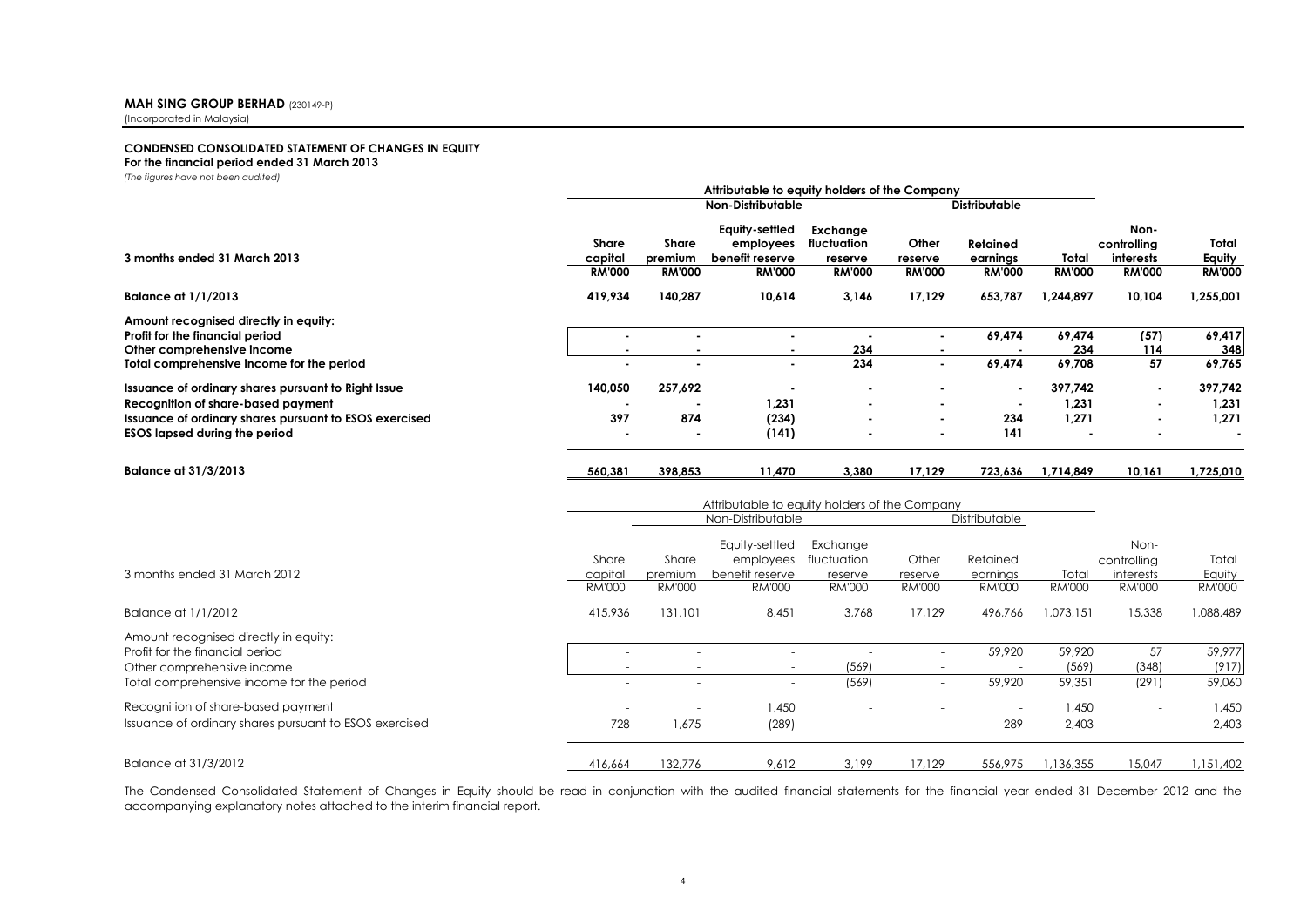**MAH SING GROUP BERHAD** (230149-P)
(Incorporated in Malaysia)

## CONDENSED CONSOLIDATED STATEMENT OF CHANGES IN EQUITY

**For the financial period ended 31 March 2013**

*(The figures have not been audited)*

| | Attributable to equity holders of the Company | | | | | | | | |
|---|---|---|---|---|---|---|---|---|---|
| | | Non-Distributable | | | | Distributable | | | |
| **3 months ended 31 March 2013** | **Share capital RM'000** | **Share premium RM'000** | **Equity-settled employees benefit reserve RM'000** | **Exchange fluctuation reserve RM'000** | **Other reserve RM'000** | **Retained earnings RM'000** | **Total RM'000** | **Non-controlling interests RM'000** | **Total Equity RM'000** |
| **Balance at 1/1/2013** | **419,934** | **140,287** | **10,614** | **3,146** | **17,129** | **653,787** | **1,244,897** | **10,104** | **1,255,001** |
| **Amount recognised directly in equity:** | | | | | | | | | |
| **Profit for the financial period** | **-** | **-** | **-** | **-** | **-** | **69,474** | **69,474** | **(57)** | **69,417** |
| **Other comprehensive income** | **-** | **-** | **-** | **234** | **-** | **-** | **234** | **114** | **348** |
| **Total comprehensive income for the period** | **-** | **-** | **-** | **234** | **-** | **69,474** | **69,708** | **57** | **69,765** |
| **Issuance of ordinary shares pursuant to Right Issue** | **140,050** | **257,692** | **-** | **-** | **-** | **-** | **397,742** | **-** | **397,742** |
| **Recognition of share-based payment** | **-** | **-** | **1,231** | **-** | **-** | **-** | **1,231** | **-** | **1,231** |
| **Issuance of ordinary shares pursuant to ESOS exercised** | **397** | **874** | **(234)** | **-** | **-** | **234** | **1,271** | **-** | **1,271** |
| **ESOS lapsed during the period** | **-** | **-** | **(141)** | **-** | **-** | **141** | **-** | **-** | **-** |
| **Balance at 31/3/2013** | **560,381** | **398,853** | **11,470** | **3,380** | **17,129** | **723,636** | **1,714,849** | **10,161** | **1,725,010** |

| | Attributable to equity holders of the Company | | | | | | | | |
|---|---|---|---|---|---|---|---|---|---|
| | | Non-Distributable | | | | Distributable | | | |
| 3 months ended 31 March 2012 | Share capital RM'000 | Share premium RM'000 | Equity-settled employees benefit reserve RM'000 | Exchange fluctuation reserve RM'000 | Other reserve RM'000 | Retained earnings RM'000 | Total RM'000 | Non-controlling interests RM'000 | Total Equity RM'000 |
| Balance at 1/1/2012 | 415,936 | 131,101 | 8,451 | 3,768 | 17,129 | 496,766 | 1,073,151 | 15,338 | 1,088,489 |
| Amount recognised directly in equity: | | | | | | | | | |
| Profit for the financial period | - | - | - | - | - | 59,920 | 59,920 | 57 | 59,977 |
| Other comprehensive income | - | - | - | (569) | - | - | (569) | (348) | (917) |
| Total comprehensive income for the period | - | - | - | (569) | - | 59,920 | 59,351 | (291) | 59,060 |
| Recognition of share-based payment | - | - | 1,450 | - | - | - | 1,450 | - | 1,450 |
| Issuance of ordinary shares pursuant to ESOS exercised | 728 | 1,675 | (289) | - | - | 289 | 2,403 | - | 2,403 |
| Balance at 31/3/2012 | 416,664 | 132,776 | 9,612 | 3,199 | 17,129 | 556,975 | 1,136,355 | 15,047 | 1,151,402 |

The Condensed Consolidated Statement of Changes in Equity should be read in conjunction with the audited financial statements for the financial year ended 31 December 2012 and the accompanying explanatory notes attached to the interim financial report.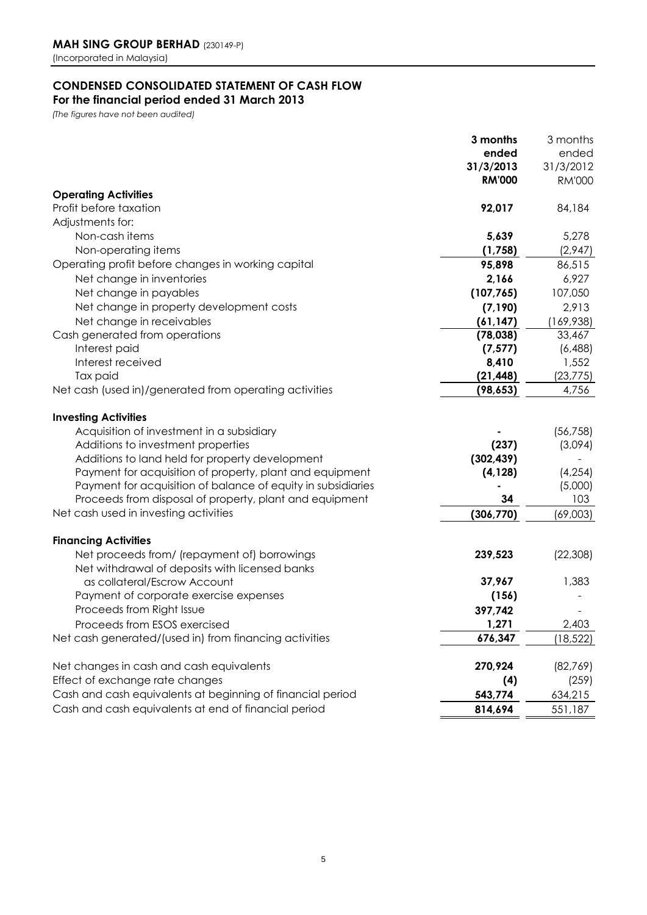**MAH SING GROUP BERHAD** (230149-P)
(Incorporated in Malaysia)

## CONDENSED CONSOLIDATED STATEMENT OF CASH FLOW
### For the financial period ended 31 March 2013
*(The figures have not been audited)*

| | **3 months ended 31/3/2013 RM'000** | 3 months ended 31/3/2012 RM'000 |
|---|---|---|
| **Operating Activities** | | |
| Profit before taxation | **92,017** | 84,184 |
| Adjustments for: | | |
| Non-cash items | **5,639** | 5,278 |
| Non-operating items | **(1,758)** | (2,947) |
| Operating profit before changes in working capital | **95,898** | 86,515 |
| Net change in inventories | **2,166** | 6,927 |
| Net change in payables | **(107,765)** | 107,050 |
| Net change in property development costs | **(7,190)** | 2,913 |
| Net change in receivables | **(61,147)** | (169,938) |
| Cash generated from operations | **(78,038)** | 33,467 |
| Interest paid | **(7,577)** | (6,488) |
| Interest received | **8,410** | 1,552 |
| Tax paid | **(21,448)** | (23,775) |
| Net cash (used in)/generated from operating activities | **(98,653)** | 4,756 |
| | | |
| **Investing Activities** | | |
| Acquisition of investment in a subsidiary | **-** | (56,758) |
| Additions to investment properties | **(237)** | (3,094) |
| Additions to land held for property development | **(302,439)** | - |
| Payment for acquisition of property, plant and equipment | **(4,128)** | (4,254) |
| Payment for acquisition of balance of equity in subsidiaries | **-** | (5,000) |
| Proceeds from disposal of property, plant and equipment | **34** | 103 |
| Net cash used in investing activities | **(306,770)** | (69,003) |
| | | |
| **Financing Activities** | | |
| Net proceeds from/ (repayment of) borrowings | **239,523** | (22,308) |
| Net withdrawal of deposits with licensed banks as collateral/Escrow Account | **37,967** | 1,383 |
| Payment of corporate exercise expenses | **(156)** | - |
| Proceeds from Right Issue | **397,742** | - |
| Proceeds from ESOS exercised | **1,271** | 2,403 |
| Net cash generated/(used in) from financing activities | **676,347** | (18,522) |
| | | |
| Net changes in cash and cash equivalents | **270,924** | (82,769) |
| Effect of exchange rate changes | **(4)** | (259) |
| Cash and cash equivalents at beginning of financial period | **543,774** | 634,215 |
| Cash and cash equivalents at end of financial period | **814,694** | 551,187 |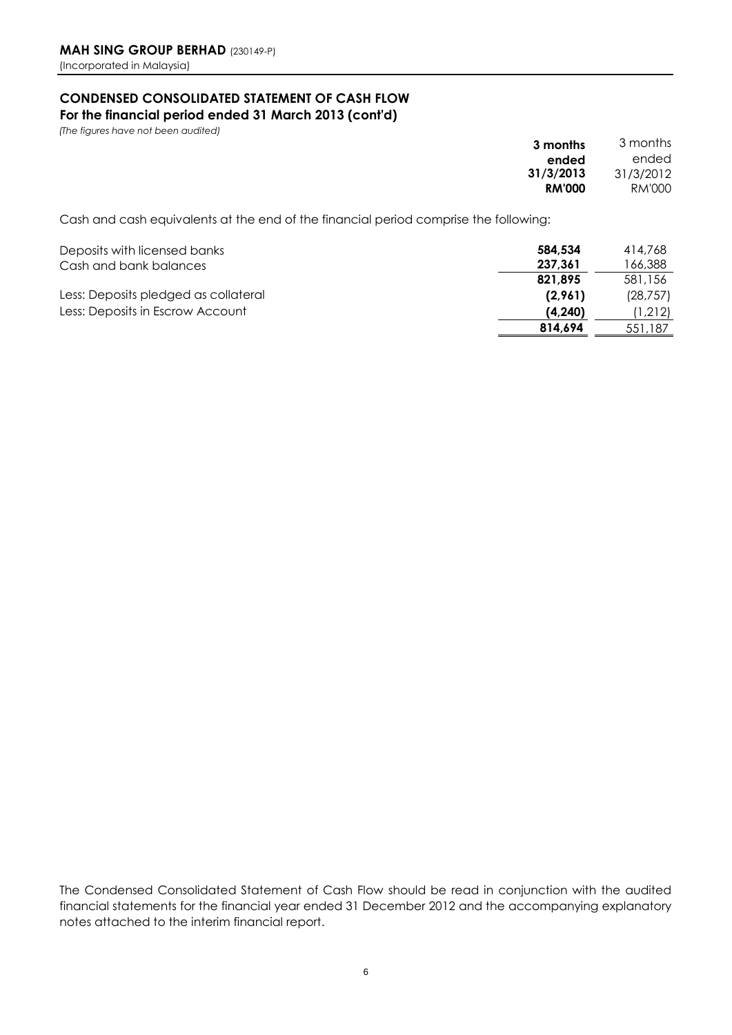**MAH SING GROUP BERHAD** (230149-P)
(Incorporated in Malaysia)

## CONDENSED CONSOLIDATED STATEMENT OF CASH FLOW
### For the financial period ended 31 March 2013 (cont'd)

*(The figures have not been audited)*

| | **3 months ended 31/3/2013 RM'000** | 3 months ended 31/3/2012 RM'000 |
|---|---|---|
| Cash and cash equivalents at the end of the financial period comprise the following: | | |
| Deposits with licensed banks | **584,534** | 414,768 |
| Cash and bank balances | **237,361** | 166,388 |
| | **821,895** | 581,156 |
| Less: Deposits pledged as collateral | **(2,961)** | (28,757) |
| Less: Deposits in Escrow Account | **(4,240)** | (1,212) |
| | **814,694** | 551,187 |

The Condensed Consolidated Statement of Cash Flow should be read in conjunction with the audited financial statements for the financial year ended 31 December 2012 and the accompanying explanatory notes attached to the interim financial report.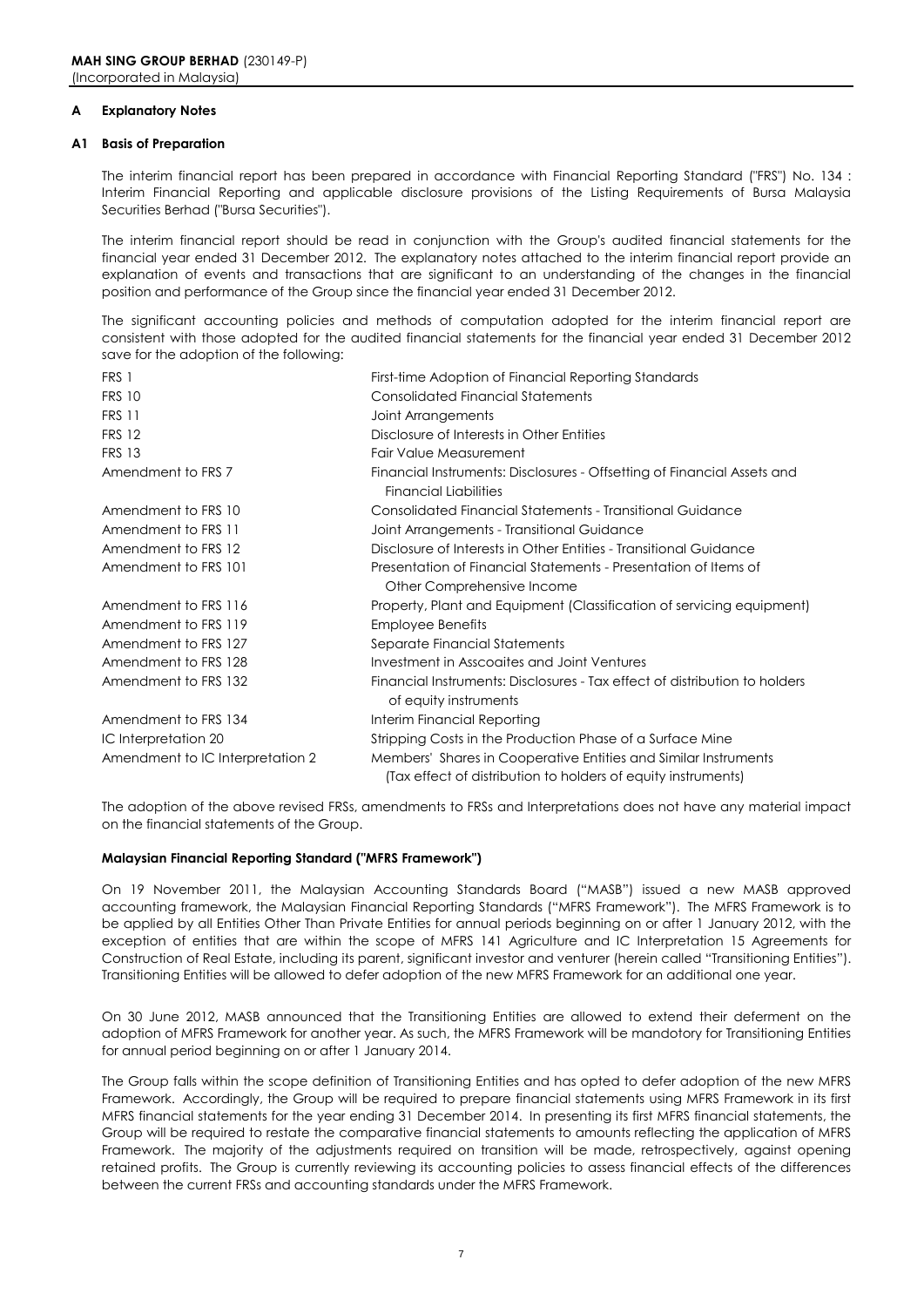## A Explanatory Notes

### A1 Basis of Preparation

The interim financial report has been prepared in accordance with Financial Reporting Standard ("FRS") No. 134 : Interim Financial Reporting and applicable disclosure provisions of the Listing Requirements of Bursa Malaysia Securities Berhad ("Bursa Securities").

The interim financial report should be read in conjunction with the Group's audited financial statements for the financial year ended 31 December 2012. The explanatory notes attached to the interim financial report provide an explanation of events and transactions that are significant to an understanding of the changes in the financial position and performance of the Group since the financial year ended 31 December 2012.

The significant accounting policies and methods of computation adopted for the interim financial report are consistent with those adopted for the audited financial statements for the financial year ended 31 December 2012 save for the adoption of the following:

| | |
|---|---|
| FRS 1 | First-time Adoption of Financial Reporting Standards |
| FRS 10 | Consolidated Financial Statements |
| FRS 11 | Joint Arrangements |
| FRS 12 | Disclosure of Interests in Other Entities |
| FRS 13 | Fair Value Measurement |
| Amendment to FRS 7 | Financial Instruments: Disclosures - Offsetting of Financial Assets and Financial Liabilities |
| Amendment to FRS 10 | Consolidated Financial Statements - Transitional Guidance |
| Amendment to FRS 11 | Joint Arrangements - Transitional Guidance |
| Amendment to FRS 12 | Disclosure of Interests in Other Entities - Transitional Guidance |
| Amendment to FRS 101 | Presentation of Financial Statements - Presentation of Items of Other Comprehensive Income |
| Amendment to FRS 116 | Property, Plant and Equipment (Classification of servicing equipment) |
| Amendment to FRS 119 | Employee Benefits |
| Amendment to FRS 127 | Separate Financial Statements |
| Amendment to FRS 128 | Investment in Asscoaites and Joint Ventures |
| Amendment to FRS 132 | Financial Instruments: Disclosures - Tax effect of distribution to holders of equity instruments |
| Amendment to FRS 134 | Interim Financial Reporting |
| IC Interpretation 20 | Stripping Costs in the Production Phase of a Surface Mine |
| Amendment to IC Interpretation 2 | Members' Shares in Cooperative Entities and Similar Instruments (Tax effect of distribution to holders of equity instruments) |

The adoption of the above revised FRSs, amendments to FRSs and Interpretations does not have any material impact on the financial statements of the Group.

**Malaysian Financial Reporting Standard ("MFRS Framework")**

On 19 November 2011, the Malaysian Accounting Standards Board ("MASB") issued a new MASB approved accounting framework, the Malaysian Financial Reporting Standards ("MFRS Framework"). The MFRS Framework is to be applied by all Entities Other Than Private Entities for annual periods beginning on or after 1 January 2012, with the exception of entities that are within the scope of MFRS 141 Agriculture and IC Interpretation 15 Agreements for Construction of Real Estate, including its parent, significant investor and venturer (herein called "Transitioning Entities"). Transitioning Entities will be allowed to defer adoption of the new MFRS Framework for an additional one year.

On 30 June 2012, MASB announced that the Transitioning Entities are allowed to extend their deferment on the adoption of MFRS Framework for another year. As such, the MFRS Framework will be mandotory for Transitioning Entities for annual period beginning on or after 1 January 2014.

The Group falls within the scope definition of Transitioning Entities and has opted to defer adoption of the new MFRS Framework. Accordingly, the Group will be required to prepare financial statements using MFRS Framework in its first MFRS financial statements for the year ending 31 December 2014. In presenting its first MFRS financial statements, the Group will be required to restate the comparative financial statements to amounts reflecting the application of MFRS Framework. The majority of the adjustments required on transition will be made, retrospectively, against opening retained profits. The Group is currently reviewing its accounting policies to assess financial effects of the differences between the current FRSs and accounting standards under the MFRS Framework.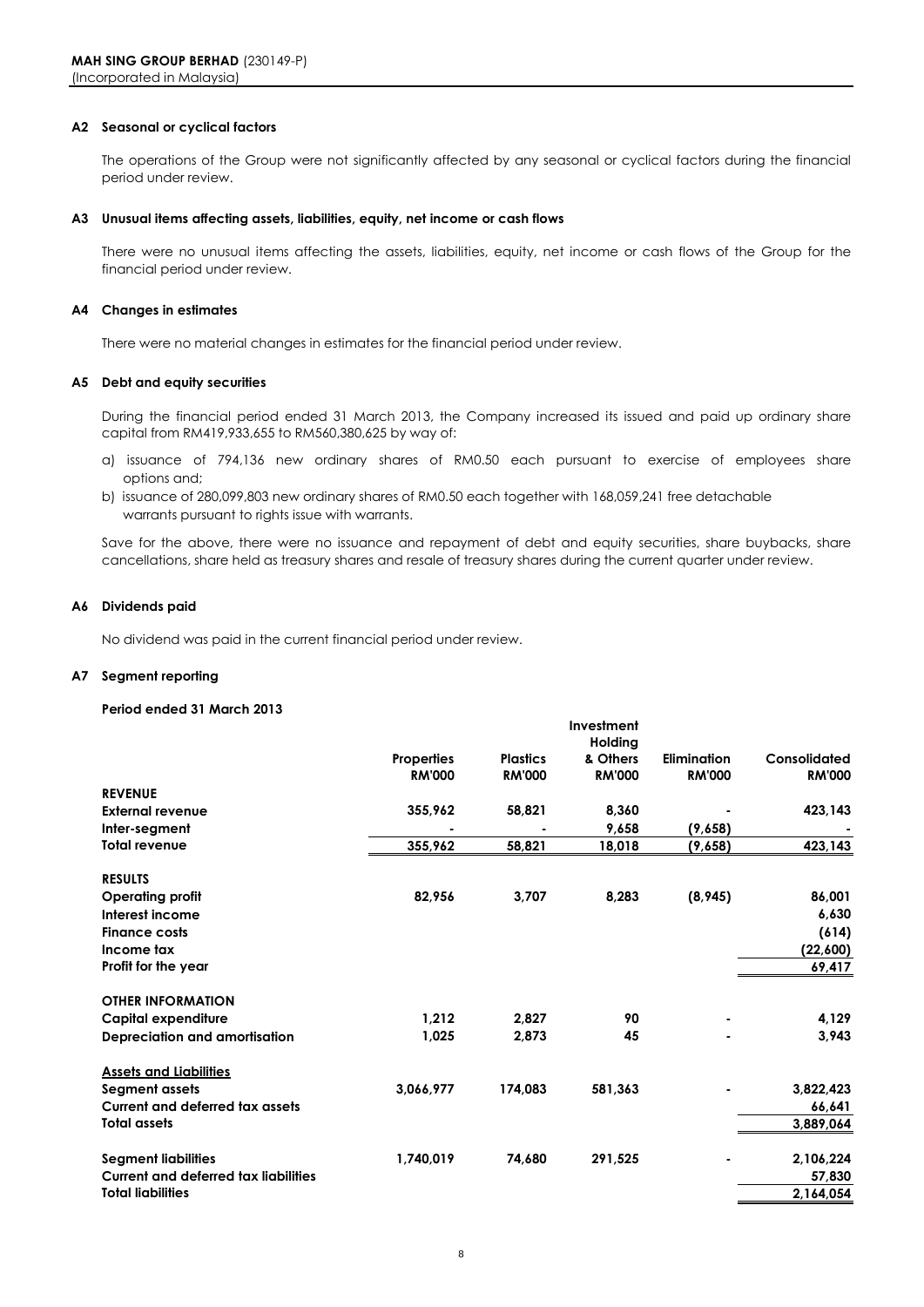**MAH SING GROUP BERHAD** (230149-P)
(Incorporated in Malaysia)

### A2 Seasonal or cyclical factors

The operations of the Group were not significantly affected by any seasonal or cyclical factors during the financial period under review.

### A3 Unusual items affecting assets, liabilities, equity, net income or cash flows

There were no unusual items affecting the assets, liabilities, equity, net income or cash flows of the Group for the financial period under review.

### A4 Changes in estimates

There were no material changes in estimates for the financial period under review.

### A5 Debt and equity securities

During the financial period ended 31 March 2013, the Company increased its issued and paid up ordinary share capital from RM419,933,655 to RM560,380,625 by way of:

a) issuance of 794,136 new ordinary shares of RM0.50 each pursuant to exercise of employees share options and;
b) issuance of 280,099,803 new ordinary shares of RM0.50 each together with 168,059,241 free detachable warrants pursuant to rights issue with warrants.

Save for the above, there were no issuance and repayment of debt and equity securities, share buybacks, share cancellations, share held as treasury shares and resale of treasury shares during the current quarter under review.

### A6 Dividends paid

No dividend was paid in the current financial period under review.

### A7 Segment reporting

**Period ended 31 March 2013**

| | Properties RM'000 | Plastics RM'000 | Investment Holding & Others RM'000 | Elimination RM'000 | Consolidated RM'000 |
|---|---|---|---|---|---|
| **REVENUE** | | | | | |
| **External revenue** | 355,962 | 58,821 | 8,360 | - | 423,143 |
| **Inter-segment** | - | - | 9,658 | (9,658) | - |
| **Total revenue** | 355,962 | 58,821 | 18,018 | (9,658) | 423,143 |
| **RESULTS** | | | | | |
| **Operating profit** | 82,956 | 3,707 | 8,283 | (8,945) | 86,001 |
| **Interest income** | | | | | 6,630 |
| **Finance costs** | | | | | (614) |
| **Income tax** | | | | | (22,600) |
| **Profit for the year** | | | | | 69,417 |
| **OTHER INFORMATION** | | | | | |
| **Capital expenditure** | 1,212 | 2,827 | 90 | - | 4,129 |
| **Depreciation and amortisation** | 1,025 | 2,873 | 45 | - | 3,943 |
| **Assets and Liabilities** | | | | | |
| **Segment assets** | 3,066,977 | 174,083 | 581,363 | - | 3,822,423 |
| **Current and deferred tax assets** | | | | | 66,641 |
| **Total assets** | | | | | 3,889,064 |
| **Segment liabilities** | 1,740,019 | 74,680 | 291,525 | - | 2,106,224 |
| **Current and deferred tax liabilities** | | | | | 57,830 |
| **Total liabilities** | | | | | 2,164,054 |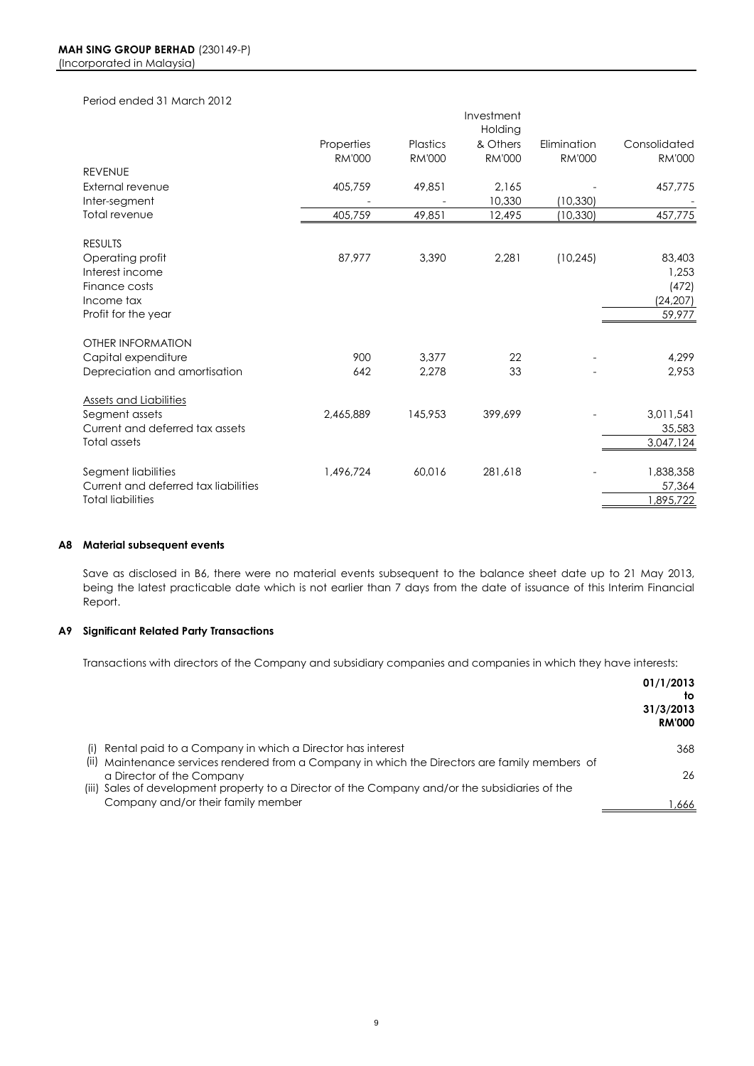Period ended 31 March 2012

| | Properties | Plastics | Investment Holding & Others | Elimination | Consolidated |
|---|---|---|---|---|---|
| | RM'000 | RM'000 | RM'000 | RM'000 | RM'000 |
| REVENUE | | | | | |
| External revenue | 405,759 | 49,851 | 2,165 | - | 457,775 |
| Inter-segment | - | - | 10,330 | (10,330) | - |
| Total revenue | 405,759 | 49,851 | 12,495 | (10,330) | 457,775 |
| | | | | | |
| RESULTS | | | | | |
| Operating profit | 87,977 | 3,390 | 2,281 | (10,245) | 83,403 |
| Interest income | | | | | 1,253 |
| Finance costs | | | | | (472) |
| Income tax | | | | | (24,207) |
| Profit for the year | | | | | 59,977 |
| | | | | | |
| OTHER INFORMATION | | | | | |
| Capital expenditure | 900 | 3,377 | 22 | - | 4,299 |
| Depreciation and amortisation | 642 | 2,278 | 33 | - | 2,953 |
| | | | | | |
| Assets and Liabilities | | | | | |
| Segment assets | 2,465,889 | 145,953 | 399,699 | - | 3,011,541 |
| Current and deferred tax assets | | | | | 35,583 |
| Total assets | | | | | 3,047,124 |
| | | | | | |
| Segment liabilities | 1,496,724 | 60,016 | 281,618 | - | 1,838,358 |
| Current and deferred tax liabilities | | | | | 57,364 |
| Total liabilities | | | | | 1,895,722 |

### A8 Material subsequent events

Save as disclosed in B6, there were no material events subsequent to the balance sheet date up to 21 May 2013, being the latest practicable date which is not earlier than 7 days from the date of issuance of this Interim Financial Report.

### A9 Significant Related Party Transactions

Transactions with directors of the Company and subsidiary companies and companies in which they have interests:

| | 01/1/2013 to 31/3/2013 RM'000 |
|---|---|
| (i) Rental paid to a Company in which a Director has interest | 368 |
| (ii) Maintenance services rendered from a Company in which the Directors are family members of a Director of the Company | 26 |
| (iii) Sales of development property to a Director of the Company and/or the subsidiaries of the Company and/or their family member | 1,666 |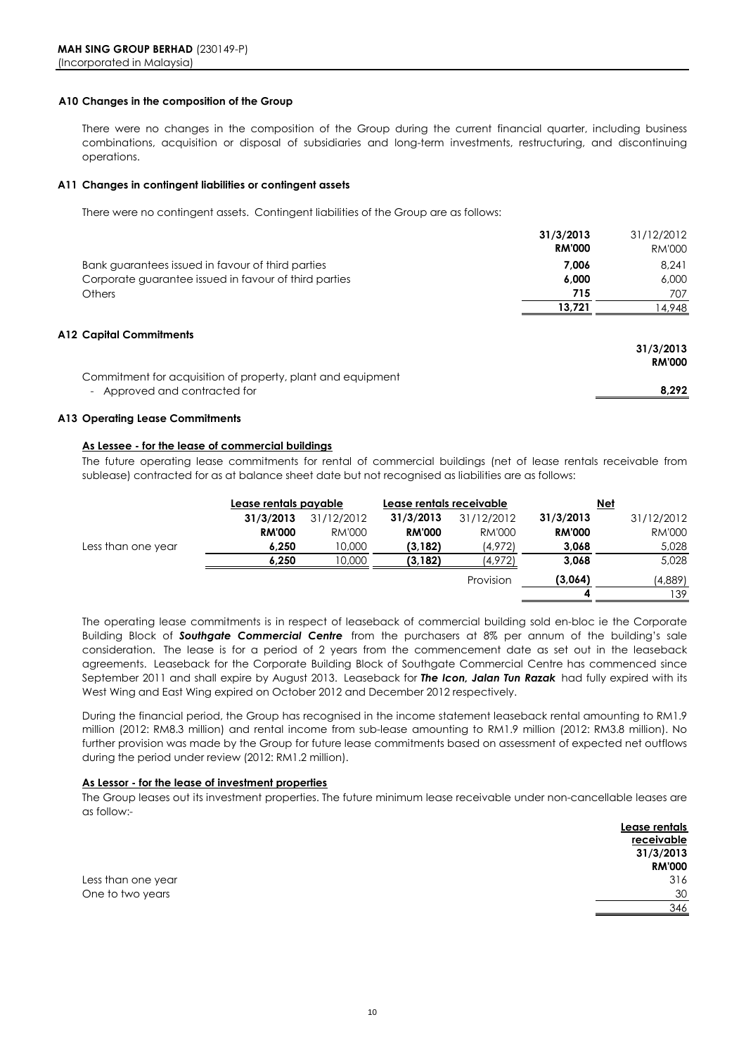**MAH SING GROUP BERHAD** (230149-P)
(Incorporated in Malaysia)

### A10 Changes in the composition of the Group

There were no changes in the composition of the Group during the current financial quarter, including business combinations, acquisition or disposal of subsidiaries and long-term investments, restructuring, and discontinuing operations.

### A11 Changes in contingent liabilities or contingent assets

There were no contingent assets. Contingent liabilities of the Group are as follows:

| | **31/3/2013** | 31/12/2012 |
|---|---|---|
| | **RM'000** | RM'000 |
| Bank guarantees issued in favour of third parties | **7,006** | 8,241 |
| Corporate guarantee issued in favour of third parties | **6,000** | 6,000 |
| Others | **715** | 707 |
| | **13,721** | 14,948 |

### A12 Capital Commitments

| | **31/3/2013** |
|---|---|
| | **RM'000** |
| Commitment for acquisition of property, plant and equipment | |
| - Approved and contracted for | **8,292** |

### A13 Operating Lease Commitments

**As Lessee - for the lease of commercial buildings**

The future operating lease commitments for rental of commercial buildings (net of lease rentals receivable from sublease) contracted for as at balance sheet date but not recognised as liabilities are as follows:

| | Lease rentals payable | | Lease rentals receivable | | Net | |
|---|---|---|---|---|---|---|
| | **31/3/2013** | 31/12/2012 | **31/3/2013** | 31/12/2012 | **31/3/2013** | 31/12/2012 |
| | **RM'000** | RM'000 | **RM'000** | RM'000 | **RM'000** | RM'000 |
| Less than one year | **6,250** | 10,000 | **(3,182)** | (4,972) | **3,068** | 5,028 |
| | **6,250** | 10,000 | **(3,182)** | (4,972) | **3,068** | 5,028 |
| | | | | Provision | **(3,064)** | (4,889) |
| | | | | | **4** | 139 |

The operating lease commitments is in respect of leaseback of commercial building sold en-bloc ie the Corporate Building Block of ***Southgate Commercial Centre*** from the purchasers at 8% per annum of the building's sale consideration. The lease is for a period of 2 years from the commencement date as set out in the leaseback agreements. Leaseback for the Corporate Building Block of Southgate Commercial Centre has commenced since September 2011 and shall expire by August 2013. Leaseback for ***The Icon, Jalan Tun Razak*** had fully expired with its West Wing and East Wing expired on October 2012 and December 2012 respectively.

During the financial period, the Group has recognised in the income statement leaseback rental amounting to RM1.9 million (2012: RM8.3 million) and rental income from sub-lease amounting to RM1.9 million (2012: RM3.8 million). No further provision was made by the Group for future lease commitments based on assessment of expected net outflows during the period under review (2012: RM1.2 million).

**As Lessor - for the lease of investment properties**

The Group leases out its investment properties. The future minimum lease receivable under non-cancellable leases are as follow:-

| | Lease rentals receivable |
|---|---|
| | **31/3/2013** |
| | **RM'000** |
| Less than one year | 316 |
| One to two years | 30 |
| | 346 |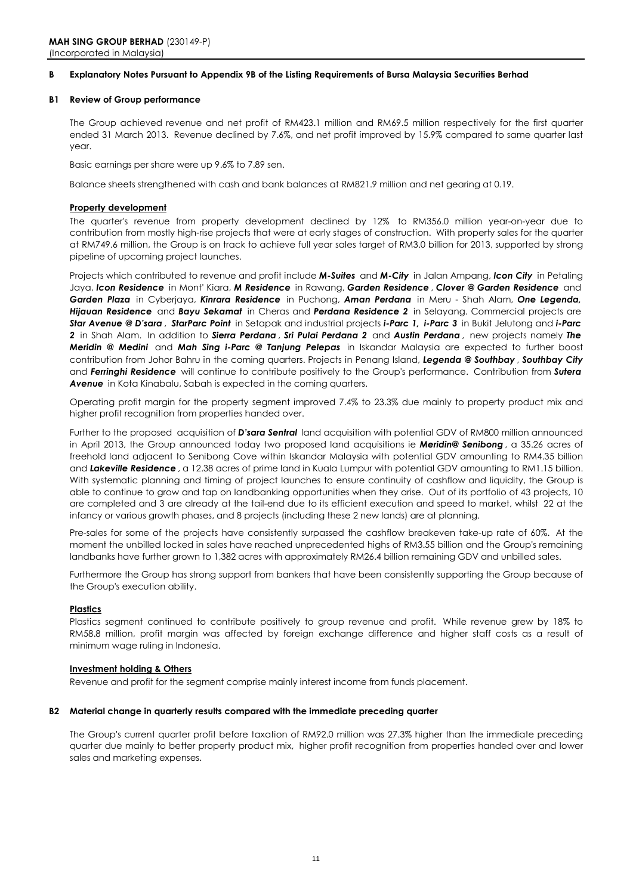**MAH SING GROUP BERHAD** (230149-P)
(Incorporated in Malaysia)

## B Explanatory Notes Pursuant to Appendix 9B of the Listing Requirements of Bursa Malaysia Securities Berhad

### B1 Review of Group performance

The Group achieved revenue and net profit of RM423.1 million and RM69.5 million respectively for the first quarter ended 31 March 2013. Revenue declined by 7.6%, and net profit improved by 15.9% compared to same quarter last year.

Basic earnings per share were up 9.6% to 7.89 sen.

Balance sheets strengthened with cash and bank balances at RM821.9 million and net gearing at 0.19.

**Property development**

The quarter's revenue from property development declined by 12% to RM356.0 million year-on-year due to contribution from mostly high-rise projects that were at early stages of construction. With property sales for the quarter at RM749.6 million, the Group is on track to achieve full year sales target of RM3.0 billion for 2013, supported by strong pipeline of upcoming project launches.

Projects which contributed to revenue and profit include ***M-Suites*** and ***M-City*** in Jalan Ampang, ***Icon City*** in Petaling Jaya, ***Icon Residence*** in Mont' Kiara, ***M Residence*** in Rawang, ***Garden Residence***, ***Clover @ Garden Residence*** and ***Garden Plaza*** in Cyberjaya, ***Kinrara Residence*** in Puchong, ***Aman Perdana*** in Meru - Shah Alam, ***One Legenda, Hijauan Residence*** and ***Bayu Sekamat*** in Cheras and ***Perdana Residence 2*** in Selayang. Commercial projects are ***Star Avenue @ D'sara***, ***StarParc Point*** in Setapak and industrial projects ***i-Parc 1, i-Parc 3*** in Bukit Jelutong and ***i-Parc 2*** in Shah Alam. In addition to ***Sierra Perdana***, ***Sri Pulai Perdana 2*** and ***Austin Perdana***, new projects namely ***The Meridin @ Medini*** and ***Mah Sing i-Parc @ Tanjung Pelepas*** in Iskandar Malaysia are expected to further boost contribution from Johor Bahru in the coming quarters. Projects in Penang Island, ***Legenda @ Southbay***, ***Southbay City*** and ***Ferringhi Residence*** will continue to contribute positively to the Group's performance. Contribution from ***Sutera Avenue*** in Kota Kinabalu, Sabah is expected in the coming quarters.

Operating profit margin for the property segment improved 7.4% to 23.3% due mainly to property product mix and higher profit recognition from properties handed over.

Further to the proposed acquisition of ***D'sara Sentral*** land acquisition with potential GDV of RM800 million announced in April 2013, the Group announced today two proposed land acquisitions ie ***Meridin@ Senibong***, a 35.26 acres of freehold land adjacent to Senibong Cove within Iskandar Malaysia with potential GDV amounting to RM4.35 billion and ***Lakeville Residence***, a 12.38 acres of prime land in Kuala Lumpur with potential GDV amounting to RM1.15 billion. With systematic planning and timing of project launches to ensure continuity of cashflow and liquidity, the Group is able to continue to grow and tap on landbanking opportunities when they arise. Out of its portfolio of 43 projects, 10 are completed and 3 are already at the tail-end due to its efficient execution and speed to market, whilst 22 at the infancy or various growth phases, and 8 projects (including these 2 new lands) are at planning.

Pre-sales for some of the projects have consistently surpassed the cashflow breakeven take-up rate of 60%. At the moment the unbilled locked in sales have reached unprecedented highs of RM3.55 billion and the Group's remaining landbanks have further grown to 1,382 acres with approximately RM26.4 billion remaining GDV and unbilled sales.

Furthermore the Group has strong support from bankers that have been consistently supporting the Group because of the Group's execution ability.

**Plastics**

Plastics segment continued to contribute positively to group revenue and profit. While revenue grew by 18% to RM58.8 million, profit margin was affected by foreign exchange difference and higher staff costs as a result of minimum wage ruling in Indonesia.

**Investment holding & Others**

Revenue and profit for the segment comprise mainly interest income from funds placement.

### B2 Material change in quarterly results compared with the immediate preceding quarter

The Group's current quarter profit before taxation of RM92.0 million was 27.3% higher than the immediate preceding quarter due mainly to better property product mix, higher profit recognition from properties handed over and lower sales and marketing expenses.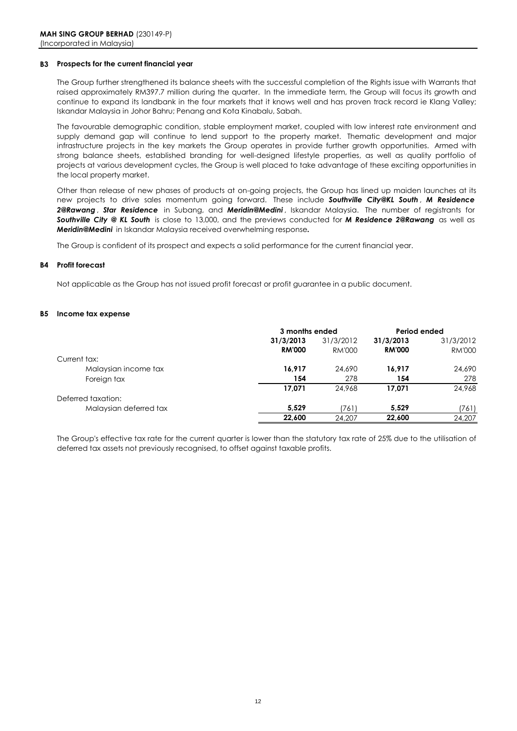**MAH SING GROUP BERHAD** (230149-P)
(Incorporated in Malaysia)

### B3 Prospects for the current financial year

The Group further strengthened its balance sheets with the successful completion of the Rights issue with Warrants that raised approximately RM397.7 million during the quarter. In the immediate term, the Group will focus its growth and continue to expand its landbank in the four markets that it knows well and has proven track record ie Klang Valley; Iskandar Malaysia in Johor Bahru; Penang and Kota Kinabalu, Sabah.

The favourable demographic condition, stable employment market, coupled with low interest rate environment and supply demand gap will continue to lend support to the property market. Thematic development and major infrastructure projects in the key markets the Group operates in provide further growth opportunities. Armed with strong balance sheets, established branding for well-designed lifestyle properties, as well as quality portfolio of projects at various development cycles, the Group is well placed to take advantage of these exciting opportunities in the local property market.

Other than release of new phases of products at on-going projects, the Group has lined up maiden launches at its new projects to drive sales momentum going forward. These include ***Southville City@KL South***, ***M Residence 2@Rawang***, ***Star Residence*** in Subang, and ***Meridin@Medini***, Iskandar Malaysia. The number of registrants for ***Southville City @ KL South*** is close to 13,000, and the previews conducted for ***M Residence 2@Rawang*** as well as ***Meridin@Medini*** in Iskandar Malaysia received overwhelming response**.**

The Group is confident of its prospect and expects a solid performance for the current financial year.

### B4 Profit forecast

Not applicable as the Group has not issued profit forecast or profit guarantee in a public document.

### B5 Income tax expense

| | 3 months ended | | Period ended | |
|---|---|---|---|---|
| | **31/3/2013** | 31/3/2012 | **31/3/2013** | 31/3/2012 |
| | **RM'000** | RM'000 | **RM'000** | RM'000 |
| Current tax: | | | | |
| Malaysian income tax | **16,917** | 24,690 | **16,917** | 24,690 |
| Foreign tax | **154** | 278 | **154** | 278 |
| | **17,071** | 24,968 | **17,071** | 24,968 |
| Deferred taxation: | | | | |
| Malaysian deferred tax | **5,529** | (761) | **5,529** | (761) |
| | **22,600** | 24,207 | **22,600** | 24,207 |

The Group's effective tax rate for the current quarter is lower than the statutory tax rate of 25% due to the utilisation of deferred tax assets not previously recognised, to offset against taxable profits.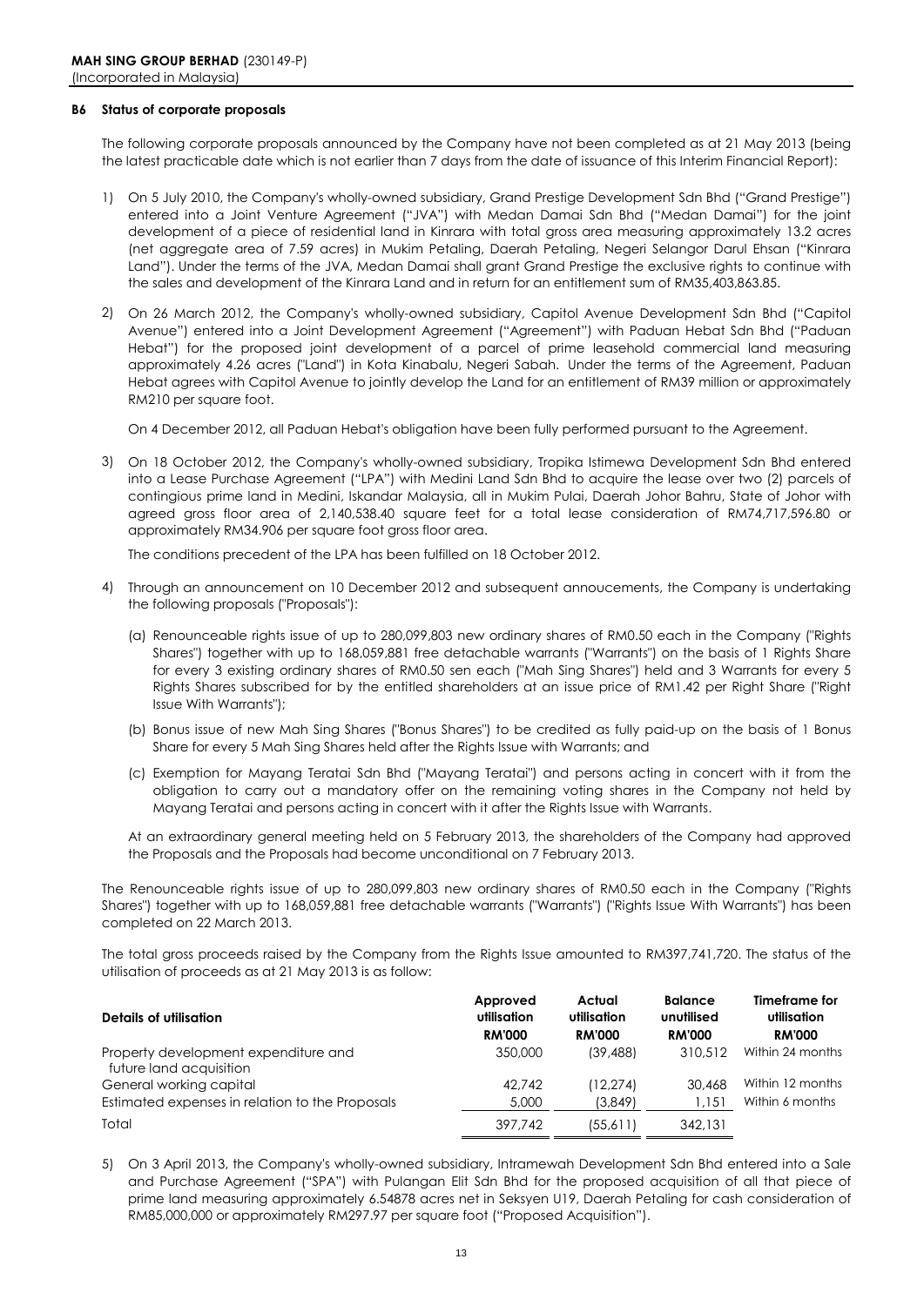**MAH SING GROUP BERHAD** (230149-P)
(Incorporated in Malaysia)

**B6 Status of corporate proposals**

The following corporate proposals announced by the Company have not been completed as at 21 May 2013 (being the latest practicable date which is not earlier than 7 days from the date of issuance of this Interim Financial Report):

1) On 5 July 2010, the Company's wholly-owned subsidiary, Grand Prestige Development Sdn Bhd ("Grand Prestige") entered into a Joint Venture Agreement ("JVA") with Medan Damai Sdn Bhd ("Medan Damai") for the joint development of a piece of residential land in Kinrara with total gross area measuring approximately 13.2 acres (net aggregate area of 7.59 acres) in Mukim Petaling, Daerah Petaling, Negeri Selangor Darul Ehsan ("Kinrara Land"). Under the terms of the JVA, Medan Damai shall grant Grand Prestige the exclusive rights to continue with the sales and development of the Kinrara Land and in return for an entitlement sum of RM35,403,863.85.

2) On 26 March 2012, the Company's wholly-owned subsidiary, Capitol Avenue Development Sdn Bhd ("Capitol Avenue") entered into a Joint Development Agreement ("Agreement") with Paduan Hebat Sdn Bhd ("Paduan Hebat") for the proposed joint development of a parcel of prime leasehold commercial land measuring approximately 4.26 acres ("Land") in Kota Kinabalu, Negeri Sabah. Under the terms of the Agreement, Paduan Hebat agrees with Capitol Avenue to jointly develop the Land for an entitlement of RM39 million or approximately RM210 per square foot.

   On 4 December 2012, all Paduan Hebat's obligation have been fully performed pursuant to the Agreement.

3) On 18 October 2012, the Company's wholly-owned subsidiary, Tropika Istimewa Development Sdn Bhd entered into a Lease Purchase Agreement ("LPA") with Medini Land Sdn Bhd to acquire the lease over two (2) parcels of contingious prime land in Medini, Iskandar Malaysia, all in Mukim Pulai, Daerah Johor Bahru, State of Johor with agreed gross floor area of 2,140,538.40 square feet for a total lease consideration of RM74,717,596.80 or approximately RM34.906 per square foot gross floor area.

   The conditions precedent of the LPA has been fulfilled on 18 October 2012.

4) Through an announcement on 10 December 2012 and subsequent annoucements, the Company is undertaking the following proposals ("Proposals"):

   (a) Renounceable rights issue of up to 280,099,803 new ordinary shares of RM0.50 each in the Company ("Rights Shares") together with up to 168,059,881 free detachable warrants ("Warrants") on the basis of 1 Rights Share for every 3 existing ordinary shares of RM0.50 sen each ("Mah Sing Shares") held and 3 Warrants for every 5 Rights Shares subscribed for by the entitled shareholders at an issue price of RM1.42 per Right Share ("Right Issue With Warrants");

   (b) Bonus issue of new Mah Sing Shares ("Bonus Shares") to be credited as fully paid-up on the basis of 1 Bonus Share for every 5 Mah Sing Shares held after the Rights Issue with Warrants; and

   (c) Exemption for Mayang Teratai Sdn Bhd ("Mayang Teratai") and persons acting in concert with it from the obligation to carry out a mandatory offer on the remaining voting shares in the Company not held by Mayang Teratai and persons acting in concert with it after the Rights Issue with Warrants.

   At an extraordinary general meeting held on 5 February 2013, the shareholders of the Company had approved the Proposals and the Proposals had become unconditional on 7 February 2013.

The Renounceable rights issue of up to 280,099,803 new ordinary shares of RM0.50 each in the Company ("Rights Shares") together with up to 168,059,881 free detachable warrants ("Warrants") ("Rights Issue With Warrants") has been completed on 22 March 2013.

The total gross proceeds raised by the Company from the Rights Issue amounted to RM397,741,720. The status of the utilisation of proceeds as at 21 May 2013 is as follow:

| Details of utilisation | Approved utilisation RM'000 | Actual utilisation RM'000 | Balance unutilised RM'000 | Timeframe for utilisation RM'000 |
|---|---|---|---|---|
| Property development expenditure and future land acquisition | 350,000 | (39,488) | 310,512 | Within 24 months |
| General working capital | 42,742 | (12,274) | 30,468 | Within 12 months |
| Estimated expenses in relation to the Proposals | 5,000 | (3,849) | 1,151 | Within 6 months |
| Total | 397,742 | (55,611) | 342,131 | |

5) On 3 April 2013, the Company's wholly-owned subsidiary, Intramewah Development Sdn Bhd entered into a Sale and Purchase Agreement ("SPA") with Pulangan Elit Sdn Bhd for the proposed acquisition of all that piece of prime land measuring approximately 6.54878 acres net in Seksyen U19, Daerah Petaling for cash consideration of RM85,000,000 or approximately RM297.97 per square foot ("Proposed Acquisition").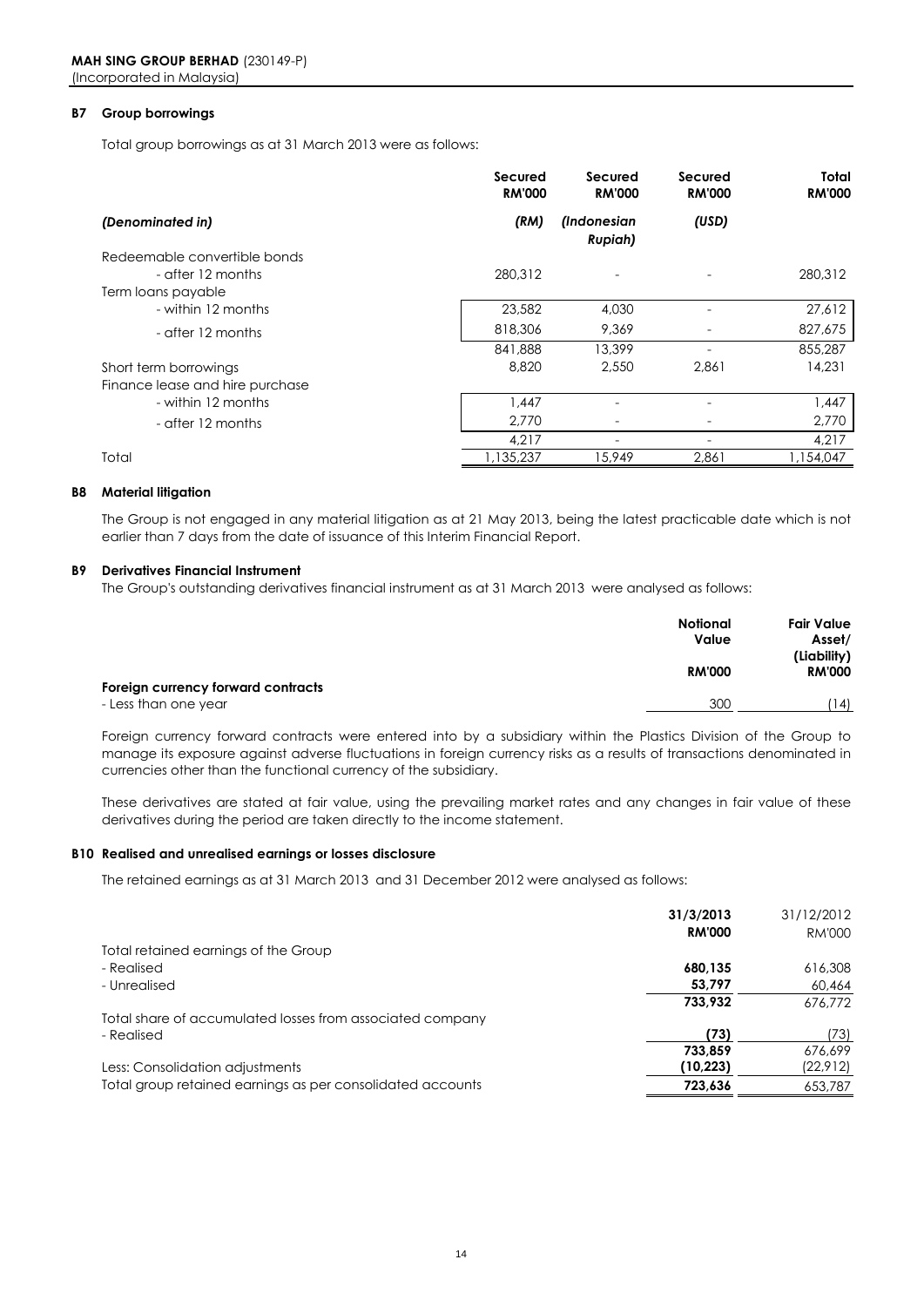### B7 Group borrowings

Total group borrowings as at 31 March 2013 were as follows:

| | Secured RM'000 | Secured RM'000 | Secured RM'000 | Total RM'000 |
|---|---|---|---|---|
| *(Denominated in)* | *(RM)* | *(Indonesian Rupiah)* | *(USD)* | |
| Redeemable convertible bonds | | | | |
| - after 12 months | 280,312 | - | - | 280,312 |
| Term loans payable | | | | |
| - within 12 months | 23,582 | 4,030 | - | 27,612 |
| - after 12 months | 818,306 | 9,369 | - | 827,675 |
| | 841,888 | 13,399 | - | 855,287 |
| Short term borrowings | 8,820 | 2,550 | 2,861 | 14,231 |
| Finance lease and hire purchase | | | | |
| - within 12 months | 1,447 | - | - | 1,447 |
| - after 12 months | 2,770 | - | - | 2,770 |
| | 4,217 | - | - | 4,217 |
| Total | 1,135,237 | 15,949 | 2,861 | 1,154,047 |

### B8 Material litigation

The Group is not engaged in any material litigation as at 21 May 2013, being the latest practicable date which is not earlier than 7 days from the date of issuance of this Interim Financial Report.

### B9 Derivatives Financial Instrument

The Group's outstanding derivatives financial instrument as at 31 March 2013 were analysed as follows:

| | Notional Value RM'000 | Fair Value Asset/ (Liability) RM'000 |
|---|---|---|
| **Foreign currency forward contracts** | | |
| - Less than one year | 300 | (14) |

Foreign currency forward contracts were entered into by a subsidiary within the Plastics Division of the Group to manage its exposure against adverse fluctuations in foreign currency risks as a results of transactions denominated in currencies other than the functional currency of the subsidiary.

These derivatives are stated at fair value, using the prevailing market rates and any changes in fair value of these derivatives during the period are taken directly to the income statement.

### B10 Realised and unrealised earnings or losses disclosure

The retained earnings as at 31 March 2013 and 31 December 2012 were analysed as follows:

| | **31/3/2013 RM'000** | 31/12/2012 RM'000 |
|---|---|---|
| Total retained earnings of the Group | | |
| - Realised | **680,135** | 616,308 |
| - Unrealised | **53,797** | 60,464 |
| | **733,932** | 676,772 |
| Total share of accumulated losses from associated company | | |
| - Realised | **(73)** | (73) |
| | **733,859** | 676,699 |
| Less: Consolidation adjustments | **(10,223)** | (22,912) |
| Total group retained earnings as per consolidated accounts | **723,636** | 653,787 |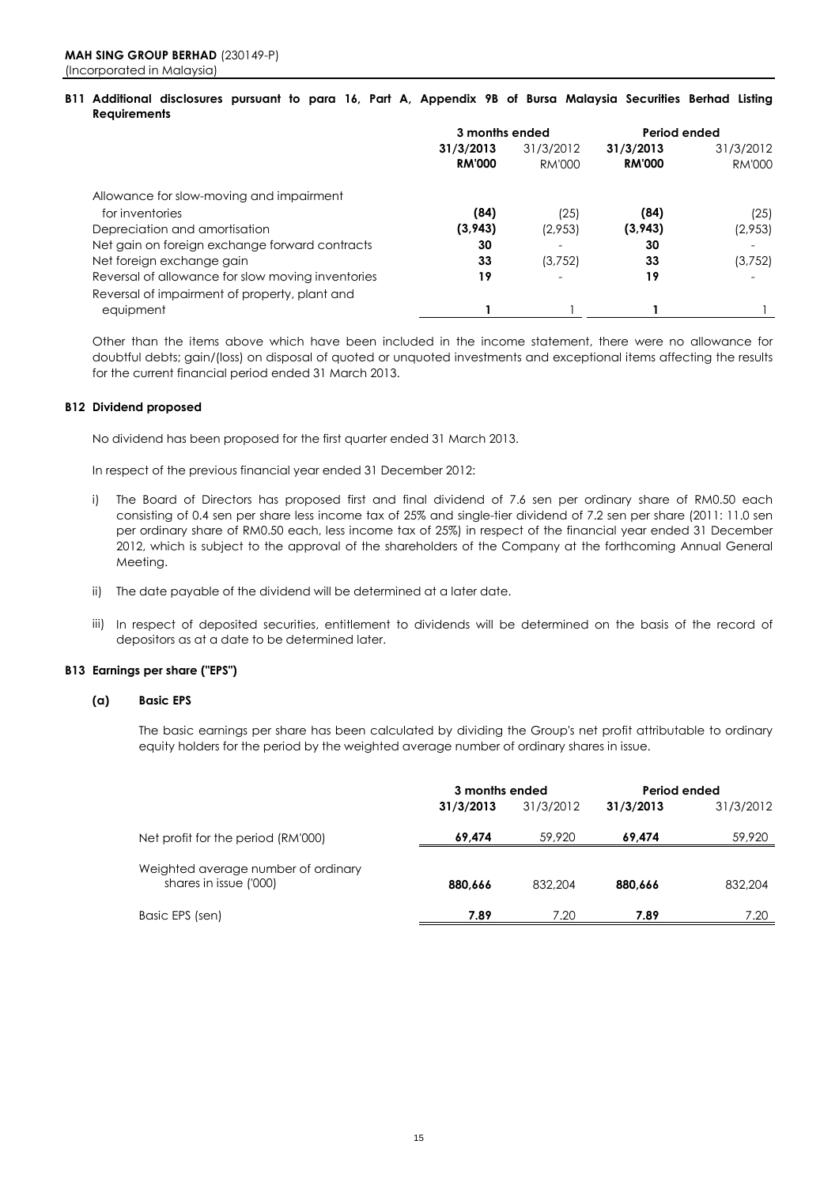**MAH SING GROUP BERHAD** (230149-P)
(Incorporated in Malaysia)

## B11 Additional disclosures pursuant to para 16, Part A, Appendix 9B of Bursa Malaysia Securities Berhad Listing Requirements

| | 3 months ended | | Period ended | |
|---|---|---|---|---|
| | **31/3/2013** | 31/3/2012 | **31/3/2013** | 31/3/2012 |
| | **RM'000** | RM'000 | **RM'000** | RM'000 |
| Allowance for slow-moving and impairment for inventories | **(84)** | (25) | **(84)** | (25) |
| Depreciation and amortisation | **(3,943)** | (2,953) | **(3,943)** | (2,953) |
| Net gain on foreign exchange forward contracts | **30** | - | **30** | - |
| Net foreign exchange gain | **33** | (3,752) | **33** | (3,752) |
| Reversal of allowance for slow moving inventories | **19** | - | **19** | - |
| Reversal of impairment of property, plant and equipment | **1** | 1 | **1** | 1 |

Other than the items above which have been included in the income statement, there were no allowance for doubtful debts; gain/(loss) on disposal of quoted or unquoted investments and exceptional items affecting the results for the current financial period ended 31 March 2013.

## B12 Dividend proposed

No dividend has been proposed for the first quarter ended 31 March 2013.

In respect of the previous financial year ended 31 December 2012:

i) The Board of Directors has proposed first and final dividend of 7.6 sen per ordinary share of RM0.50 each consisting of 0.4 sen per share less income tax of 25% and single-tier dividend of 7.2 sen per share (2011: 11.0 sen per ordinary share of RM0.50 each, less income tax of 25%) in respect of the financial year ended 31 December 2012, which is subject to the approval of the shareholders of the Company at the forthcoming Annual General Meeting.

ii) The date payable of the dividend will be determined at a later date.

iii) In respect of deposited securities, entitlement to dividends will be determined on the basis of the record of depositors as at a date to be determined later.

## B13 Earnings per share ("EPS")

### (a) Basic EPS

The basic earnings per share has been calculated by dividing the Group's net profit attributable to ordinary equity holders for the period by the weighted average number of ordinary shares in issue.

| | 3 months ended | | Period ended | |
|---|---|---|---|---|
| | **31/3/2013** | 31/3/2012 | **31/3/2013** | 31/3/2012 |
| Net profit for the period (RM'000) | **69,474** | 59,920 | **69,474** | 59,920 |
| Weighted average number of ordinary shares in issue ('000) | **880,666** | 832,204 | **880,666** | 832,204 |
| Basic EPS (sen) | **7.89** | 7.20 | **7.89** | 7.20 |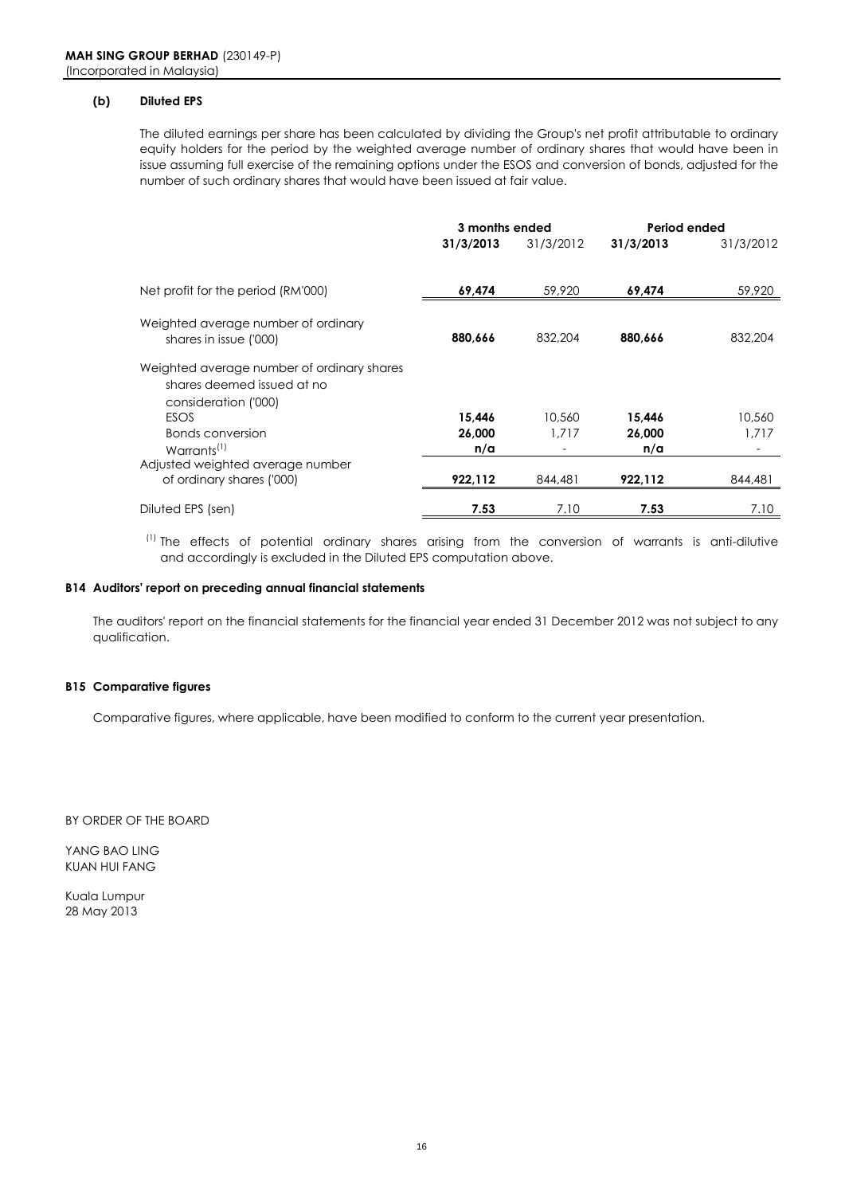**MAH SING GROUP BERHAD** (230149-P)
(Incorporated in Malaysia)

### (b) Diluted EPS

The diluted earnings per share has been calculated by dividing the Group's net profit attributable to ordinary equity holders for the period by the weighted average number of ordinary shares that would have been in issue assuming full exercise of the remaining options under the ESOS and conversion of bonds, adjusted for the number of such ordinary shares that would have been issued at fair value.

| | 3 months ended | | Period ended | |
|---|---|---|---|---|
| | **31/3/2013** | 31/3/2012 | **31/3/2013** | 31/3/2012 |
| Net profit for the period (RM'000) | **69,474** | 59,920 | **69,474** | 59,920 |
| Weighted average number of ordinary shares in issue ('000) | **880,666** | 832,204 | **880,666** | 832,204 |
| Weighted average number of ordinary shares shares deemed issued at no consideration ('000) | | | | |
| ESOS | **15,446** | 10,560 | **15,446** | 10,560 |
| Bonds conversion | **26,000** | 1,717 | **26,000** | 1,717 |
| Warrants[1] | **n/a** | - | **n/a** | - |
| Adjusted weighted average number of ordinary shares ('000) | **922,112** | 844,481 | **922,112** | 844,481 |
| Diluted EPS (sen) | **7.53** | 7.10 | **7.53** | 7.10 |

[1] The effects of potential ordinary shares arising from the conversion of warrants is anti-dilutive and accordingly is excluded in the Diluted EPS computation above.

### B14 Auditors' report on preceding annual financial statements

The auditors' report on the financial statements for the financial year ended 31 December 2012 was not subject to any qualification.

### B15 Comparative figures

Comparative figures, where applicable, have been modified to conform to the current year presentation.

BY ORDER OF THE BOARD

YANG BAO LING
KUAN HUI FANG

Kuala Lumpur
28 May 2013